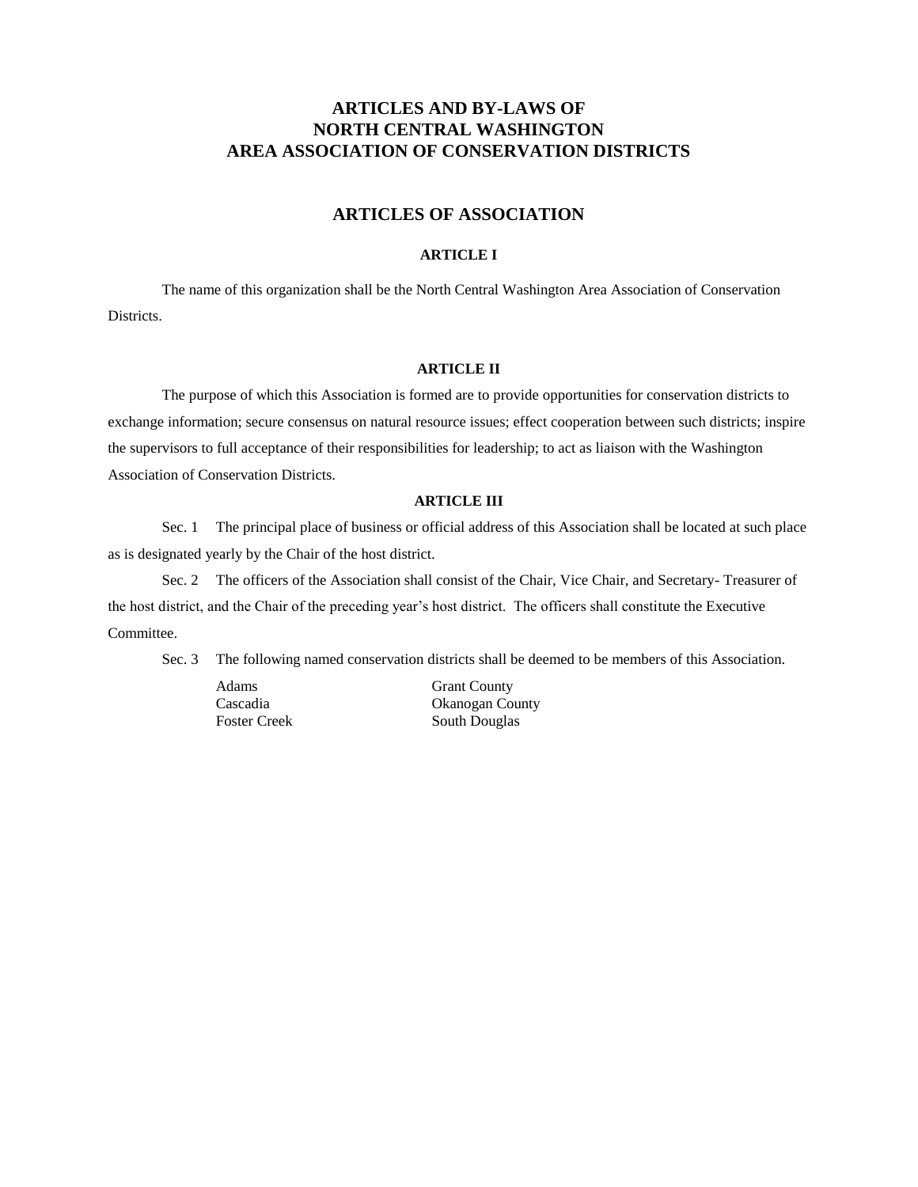# ARTICLES AND BY-LAWS OF NORTH CENTRAL WASHINGTON AREA ASSOCIATION OF CONSERVATION DISTRICTS

## ARTICLES OF ASSOCIATION

### ARTICLE I

The name of this organization shall be the North Central Washington Area Association of Conservation Districts.

### ARTICLE II

The purpose of which this Association is formed are to provide opportunities for conservation districts to exchange information; secure consensus on natural resource issues; effect cooperation between such districts; inspire the supervisors to full acceptance of their responsibilities for leadership; to act as liaison with the Washington Association of Conservation Districts.

### ARTICLE III

Sec. 1 The principal place of business or official address of this Association shall be located at such place as is designated yearly by the Chair of the host district.

Sec. 2 The officers of the Association shall consist of the Chair, Vice Chair, and Secretary- Treasurer of the host district, and the Chair of the preceding year's host district. The officers shall constitute the Executive Committee.

Sec. 3 The following named conservation districts shall be deemed to be members of this Association.

- Adams
- Cascadia
- Foster Creek
- Grant County
- Okanogan County
- South Douglas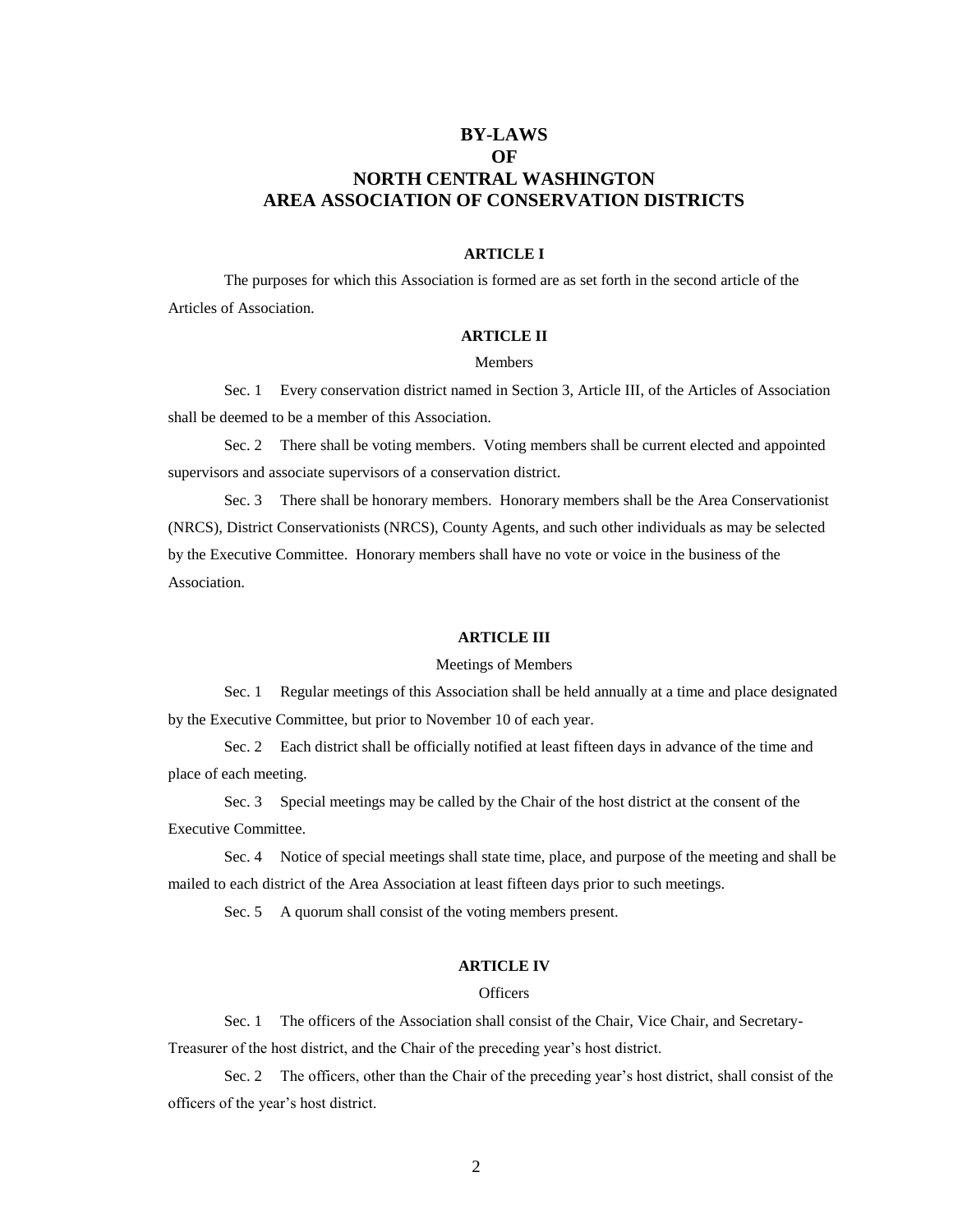# BY-LAWS
# OF
# NORTH CENTRAL WASHINGTON
# AREA ASSOCIATION OF CONSERVATION DISTRICTS

## ARTICLE I

The purposes for which this Association is formed are as set forth in the second article of the Articles of Association.

## ARTICLE II

### Members

Sec. 1 Every conservation district named in Section 3, Article III, of the Articles of Association shall be deemed to be a member of this Association.

Sec. 2 There shall be voting members. Voting members shall be current elected and appointed supervisors and associate supervisors of a conservation district.

Sec. 3 There shall be honorary members. Honorary members shall be the Area Conservationist (NRCS), District Conservationists (NRCS), County Agents, and such other individuals as may be selected by the Executive Committee. Honorary members shall have no vote or voice in the business of the Association.

## ARTICLE III

### Meetings of Members

Sec. 1 Regular meetings of this Association shall be held annually at a time and place designated by the Executive Committee, but prior to November 10 of each year.

Sec. 2 Each district shall be officially notified at least fifteen days in advance of the time and place of each meeting.

Sec. 3 Special meetings may be called by the Chair of the host district at the consent of the Executive Committee.

Sec. 4 Notice of special meetings shall state time, place, and purpose of the meeting and shall be mailed to each district of the Area Association at least fifteen days prior to such meetings.

Sec. 5 A quorum shall consist of the voting members present.

## ARTICLE IV

### Officers

Sec. 1 The officers of the Association shall consist of the Chair, Vice Chair, and Secretary-Treasurer of the host district, and the Chair of the preceding year's host district.

Sec. 2 The officers, other than the Chair of the preceding year's host district, shall consist of the officers of the year's host district.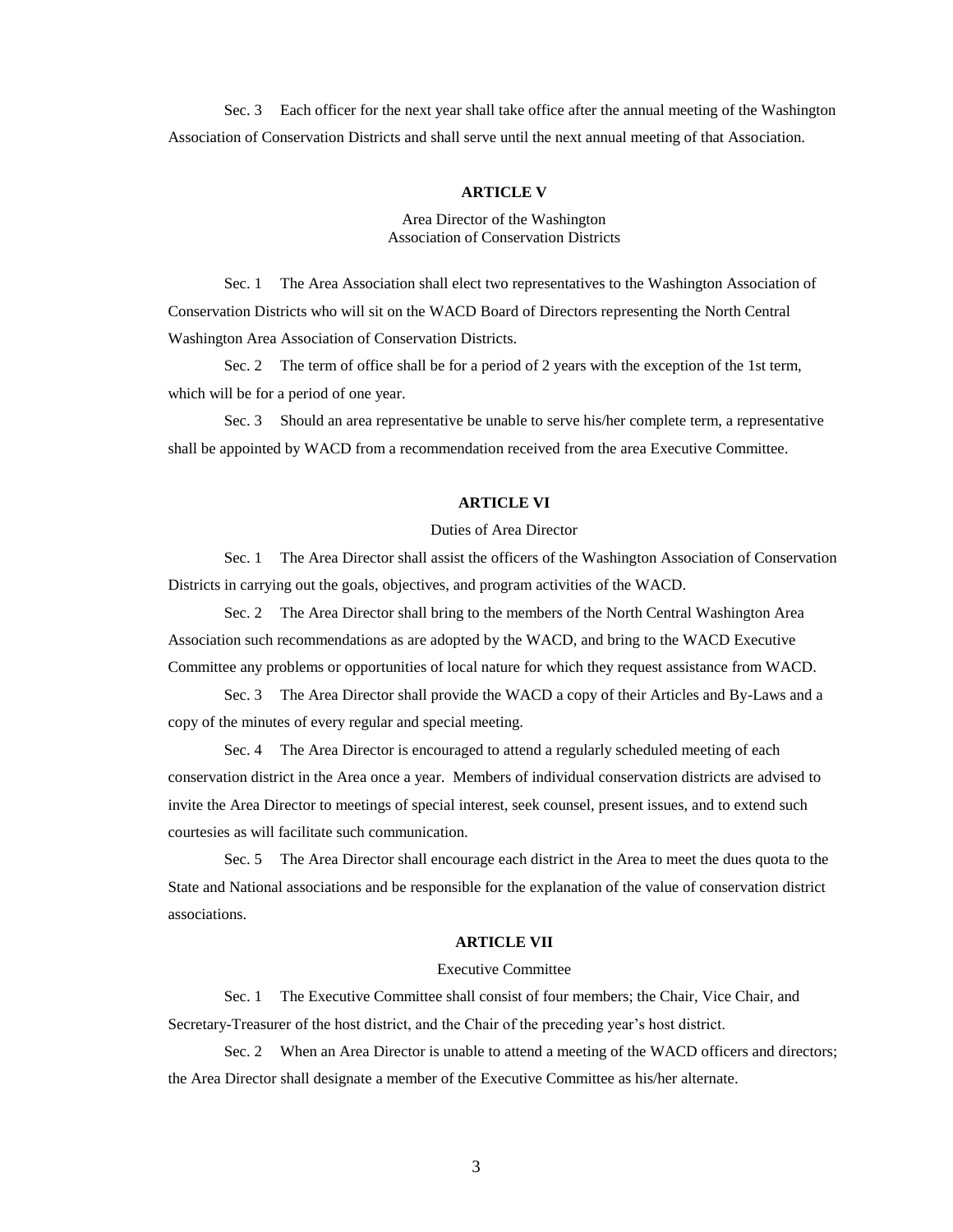Sec. 3 Each officer for the next year shall take office after the annual meeting of the Washington Association of Conservation Districts and shall serve until the next annual meeting of that Association.

## ARTICLE V

Area Director of the Washington Association of Conservation Districts

Sec. 1 The Area Association shall elect two representatives to the Washington Association of Conservation Districts who will sit on the WACD Board of Directors representing the North Central Washington Area Association of Conservation Districts.

Sec. 2 The term of office shall be for a period of 2 years with the exception of the 1st term, which will be for a period of one year.

Sec. 3 Should an area representative be unable to serve his/her complete term, a representative shall be appointed by WACD from a recommendation received from the area Executive Committee.

## ARTICLE VI

Duties of Area Director

Sec. 1 The Area Director shall assist the officers of the Washington Association of Conservation Districts in carrying out the goals, objectives, and program activities of the WACD.

Sec. 2 The Area Director shall bring to the members of the North Central Washington Area Association such recommendations as are adopted by the WACD, and bring to the WACD Executive Committee any problems or opportunities of local nature for which they request assistance from WACD.

Sec. 3 The Area Director shall provide the WACD a copy of their Articles and By-Laws and a copy of the minutes of every regular and special meeting.

Sec. 4 The Area Director is encouraged to attend a regularly scheduled meeting of each conservation district in the Area once a year. Members of individual conservation districts are advised to invite the Area Director to meetings of special interest, seek counsel, present issues, and to extend such courtesies as will facilitate such communication.

Sec. 5 The Area Director shall encourage each district in the Area to meet the dues quota to the State and National associations and be responsible for the explanation of the value of conservation district associations.

## ARTICLE VII

Executive Committee

Sec. 1 The Executive Committee shall consist of four members; the Chair, Vice Chair, and Secretary-Treasurer of the host district, and the Chair of the preceding year's host district.

Sec. 2 When an Area Director is unable to attend a meeting of the WACD officers and directors; the Area Director shall designate a member of the Executive Committee as his/her alternate.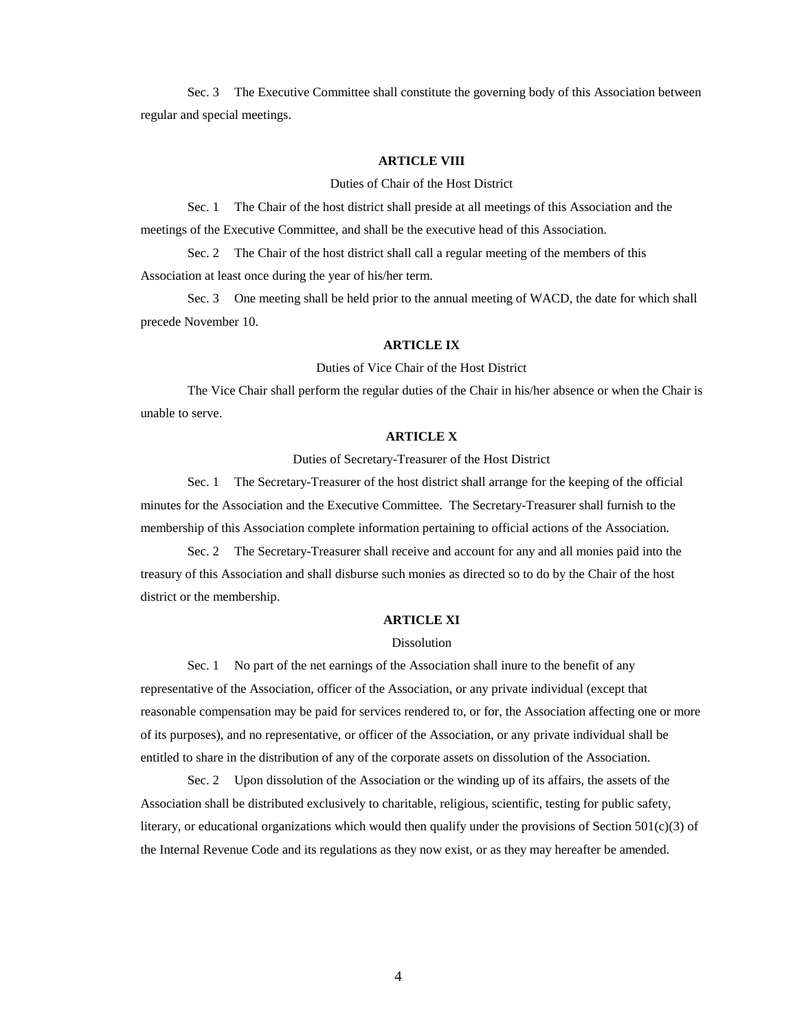Sec. 3 The Executive Committee shall constitute the governing body of this Association between regular and special meetings.

## ARTICLE VIII

Duties of Chair of the Host District

Sec. 1 The Chair of the host district shall preside at all meetings of this Association and the meetings of the Executive Committee, and shall be the executive head of this Association.

Sec. 2 The Chair of the host district shall call a regular meeting of the members of this Association at least once during the year of his/her term.

Sec. 3 One meeting shall be held prior to the annual meeting of WACD, the date for which shall precede November 10.

## ARTICLE IX

Duties of Vice Chair of the Host District

The Vice Chair shall perform the regular duties of the Chair in his/her absence or when the Chair is unable to serve.

## ARTICLE X

Duties of Secretary-Treasurer of the Host District

Sec. 1 The Secretary-Treasurer of the host district shall arrange for the keeping of the official minutes for the Association and the Executive Committee. The Secretary-Treasurer shall furnish to the membership of this Association complete information pertaining to official actions of the Association.

Sec. 2 The Secretary-Treasurer shall receive and account for any and all monies paid into the treasury of this Association and shall disburse such monies as directed so to do by the Chair of the host district or the membership.

## ARTICLE XI

Dissolution

Sec. 1 No part of the net earnings of the Association shall inure to the benefit of any representative of the Association, officer of the Association, or any private individual (except that reasonable compensation may be paid for services rendered to, or for, the Association affecting one or more of its purposes), and no representative, or officer of the Association, or any private individual shall be entitled to share in the distribution of any of the corporate assets on dissolution of the Association.

Sec. 2 Upon dissolution of the Association or the winding up of its affairs, the assets of the Association shall be distributed exclusively to charitable, religious, scientific, testing for public safety, literary, or educational organizations which would then qualify under the provisions of Section 501(c)(3) of the Internal Revenue Code and its regulations as they now exist, or as they may hereafter be amended.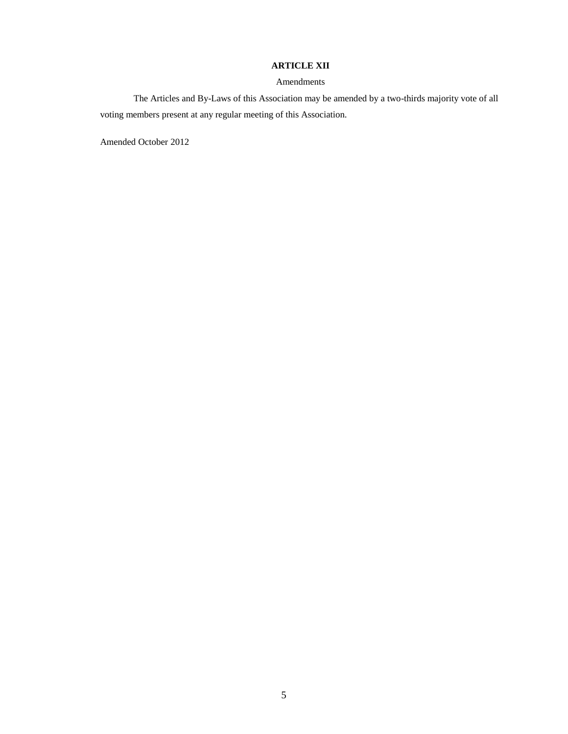## ARTICLE XII

Amendments

The Articles and By-Laws of this Association may be amended by a two-thirds majority vote of all voting members present at any regular meeting of this Association.

Amended October 2012